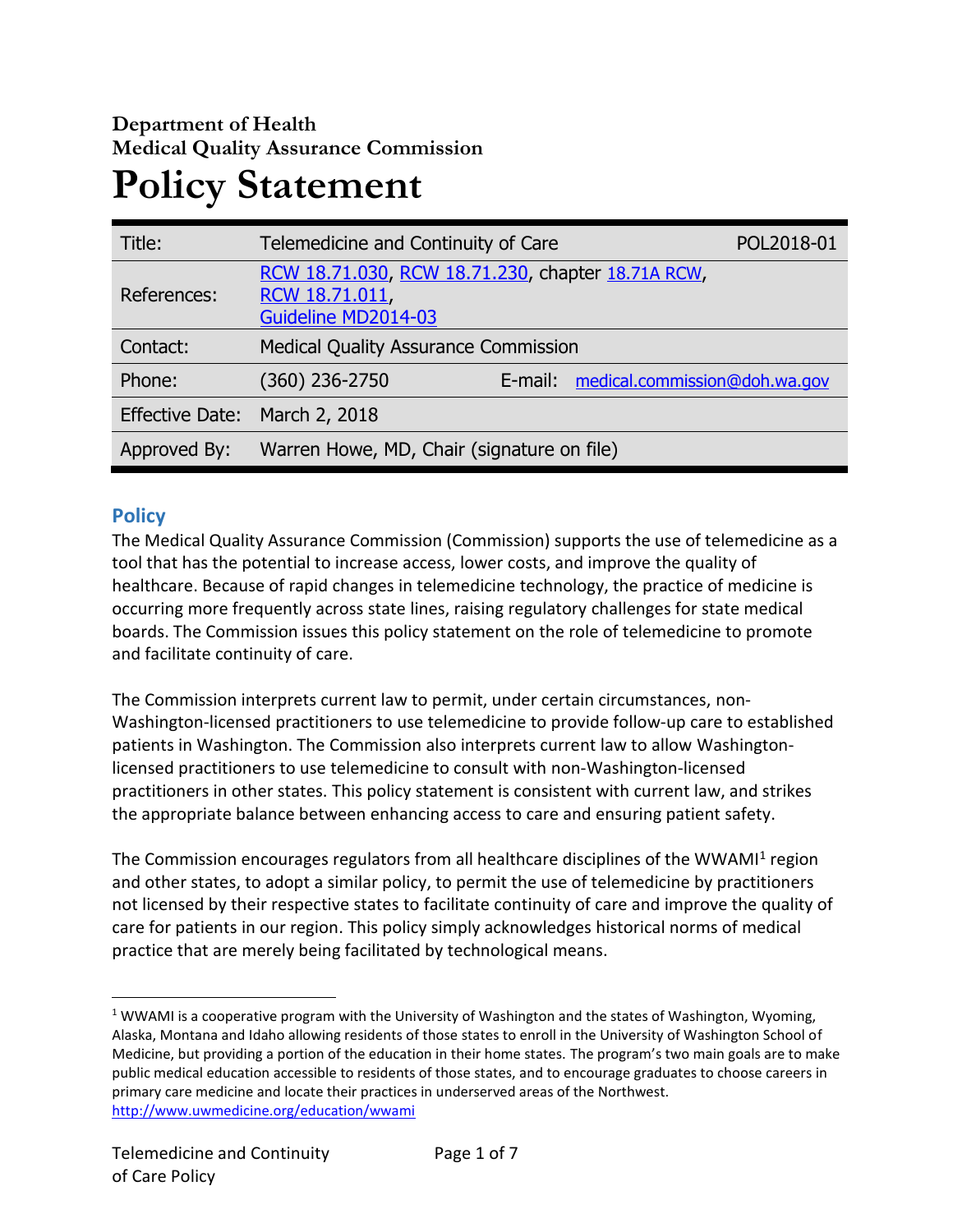**Department of Health**
**Medical Quality Assurance Commission**

# Policy Statement

| Title: | Telemedicine and Continuity of Care | | POL2018-01 |
|---|---|---|---|
| References: | RCW 18.71.030, RCW 18.71.230, chapter 18.71A RCW, RCW 18.71.011, Guideline MD2014-03 | | |
| Contact: | Medical Quality Assurance Commission | | |
| Phone: | (360) 236-2750 | E-mail: | medical.commission@doh.wa.gov |
| Effective Date: | March 2, 2018 | | |
| Approved By: | Warren Howe, MD, Chair (signature on file) | | |

## Policy

The Medical Quality Assurance Commission (Commission) supports the use of telemedicine as a tool that has the potential to increase access, lower costs, and improve the quality of healthcare. Because of rapid changes in telemedicine technology, the practice of medicine is occurring more frequently across state lines, raising regulatory challenges for state medical boards. The Commission issues this policy statement on the role of telemedicine to promote and facilitate continuity of care.

The Commission interprets current law to permit, under certain circumstances, non-Washington-licensed practitioners to use telemedicine to provide follow-up care to established patients in Washington. The Commission also interprets current law to allow Washington-licensed practitioners to use telemedicine to consult with non-Washington-licensed practitioners in other states. This policy statement is consistent with current law, and strikes the appropriate balance between enhancing access to care and ensuring patient safety.

The Commission encourages regulators from all healthcare disciplines of the WWAMI[1] region and other states, to adopt a similar policy, to permit the use of telemedicine by practitioners not licensed by their respective states to facilitate continuity of care and improve the quality of care for patients in our region. This policy simply acknowledges historical norms of medical practice that are merely being facilitated by technological means.

[1] WWAMI is a cooperative program with the University of Washington and the states of Washington, Wyoming, Alaska, Montana and Idaho allowing residents of those states to enroll in the University of Washington School of Medicine, but providing a portion of the education in their home states. The program's two main goals are to make public medical education accessible to residents of those states, and to encourage graduates to choose careers in primary care medicine and locate their practices in underserved areas of the Northwest. http://www.uwmedicine.org/education/wwami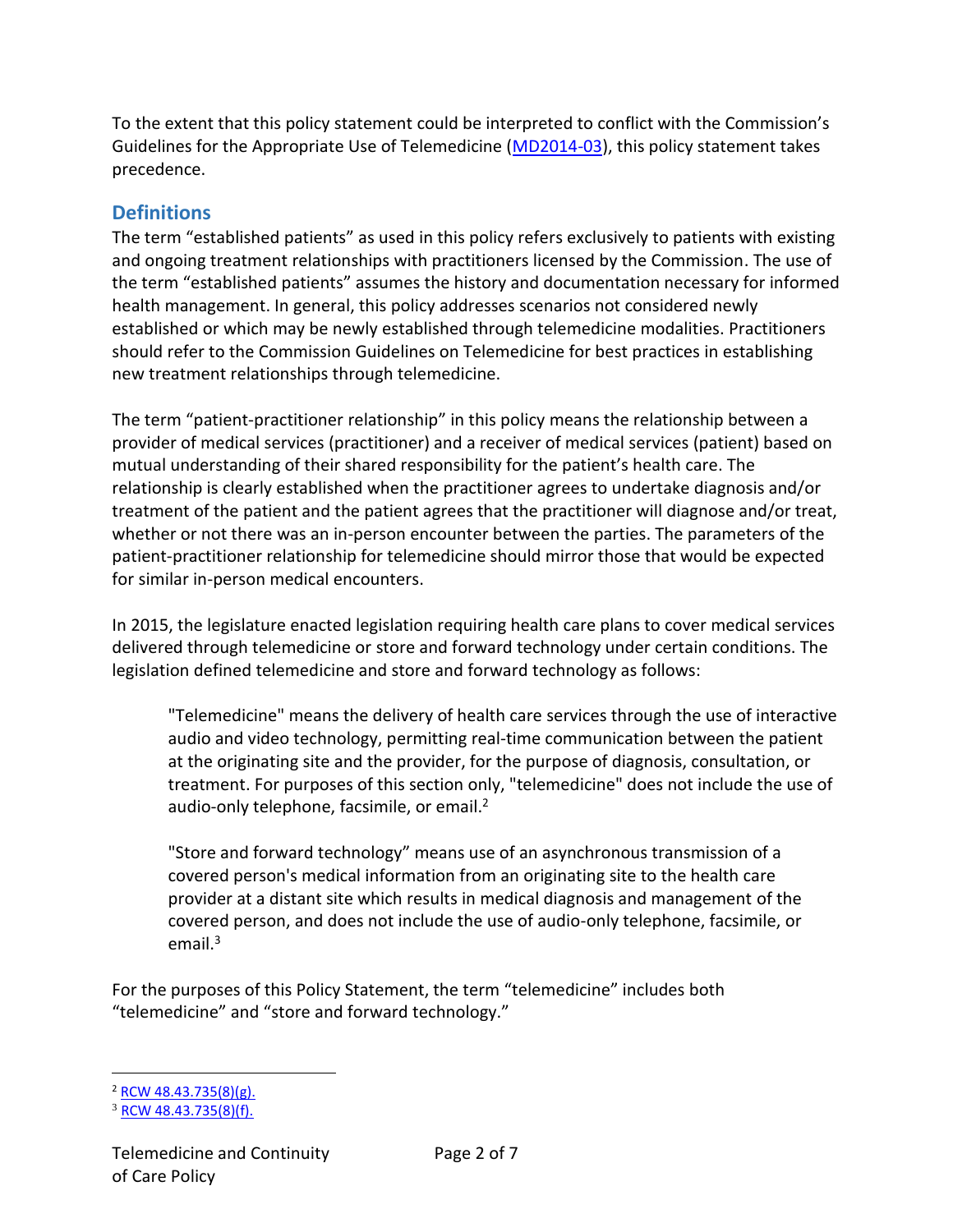To the extent that this policy statement could be interpreted to conflict with the Commission's Guidelines for the Appropriate Use of Telemedicine (MD2014-03), this policy statement takes precedence.

## Definitions

The term "established patients" as used in this policy refers exclusively to patients with existing and ongoing treatment relationships with practitioners licensed by the Commission. The use of the term "established patients" assumes the history and documentation necessary for informed health management. In general, this policy addresses scenarios not considered newly established or which may be newly established through telemedicine modalities. Practitioners should refer to the Commission Guidelines on Telemedicine for best practices in establishing new treatment relationships through telemedicine.

The term "patient-practitioner relationship" in this policy means the relationship between a provider of medical services (practitioner) and a receiver of medical services (patient) based on mutual understanding of their shared responsibility for the patient's health care. The relationship is clearly established when the practitioner agrees to undertake diagnosis and/or treatment of the patient and the patient agrees that the practitioner will diagnose and/or treat, whether or not there was an in-person encounter between the parties. The parameters of the patient-practitioner relationship for telemedicine should mirror those that would be expected for similar in-person medical encounters.

In 2015, the legislature enacted legislation requiring health care plans to cover medical services delivered through telemedicine or store and forward technology under certain conditions. The legislation defined telemedicine and store and forward technology as follows:

> "Telemedicine" means the delivery of health care services through the use of interactive audio and video technology, permitting real-time communication between the patient at the originating site and the provider, for the purpose of diagnosis, consultation, or treatment. For purposes of this section only, "telemedicine" does not include the use of audio-only telephone, facsimile, or email.[2]
>
> "Store and forward technology" means use of an asynchronous transmission of a covered person's medical information from an originating site to the health care provider at a distant site which results in medical diagnosis and management of the covered person, and does not include the use of audio-only telephone, facsimile, or email.[3]

For the purposes of this Policy Statement, the term "telemedicine" includes both "telemedicine" and "store and forward technology."

---

[2] RCW 48.43.735(8)(g).

[3] RCW 48.43.735(8)(f).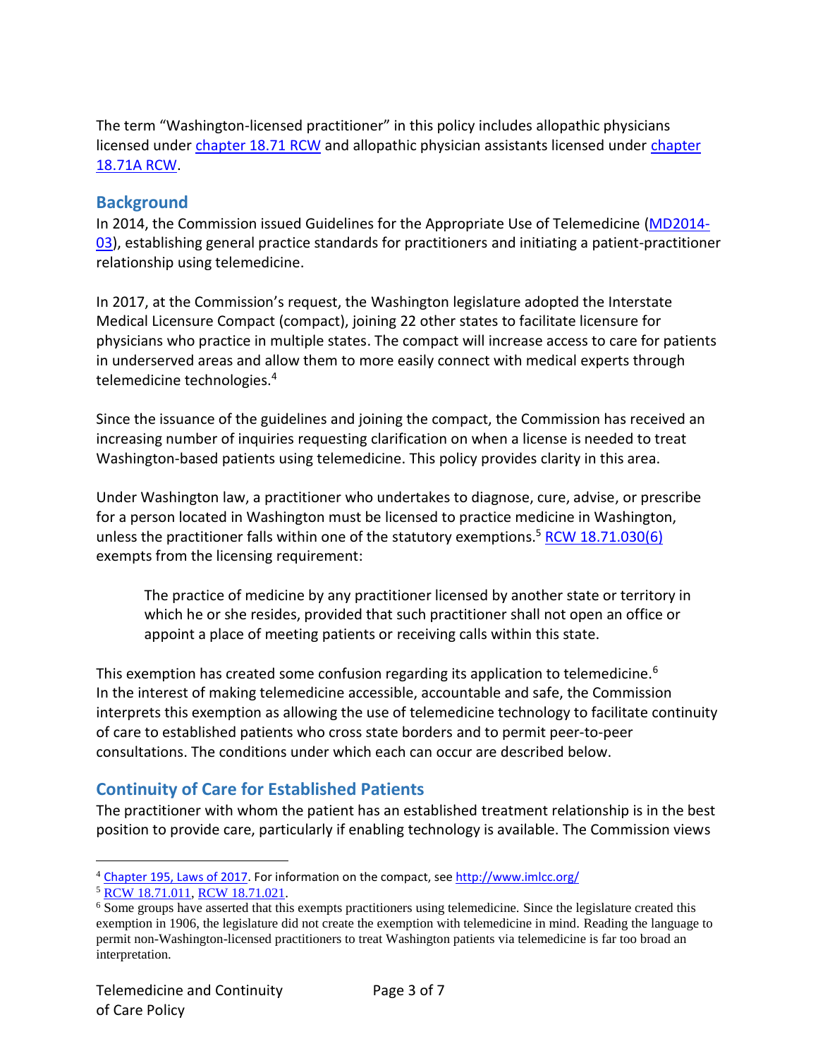The term "Washington-licensed practitioner" in this policy includes allopathic physicians licensed under chapter 18.71 RCW and allopathic physician assistants licensed under chapter 18.71A RCW.

## Background

In 2014, the Commission issued Guidelines for the Appropriate Use of Telemedicine (MD2014-03), establishing general practice standards for practitioners and initiating a patient-practitioner relationship using telemedicine.

In 2017, at the Commission's request, the Washington legislature adopted the Interstate Medical Licensure Compact (compact), joining 22 other states to facilitate licensure for physicians who practice in multiple states. The compact will increase access to care for patients in underserved areas and allow them to more easily connect with medical experts through telemedicine technologies.[4]

Since the issuance of the guidelines and joining the compact, the Commission has received an increasing number of inquiries requesting clarification on when a license is needed to treat Washington-based patients using telemedicine. This policy provides clarity in this area.

Under Washington law, a practitioner who undertakes to diagnose, cure, advise, or prescribe for a person located in Washington must be licensed to practice medicine in Washington, unless the practitioner falls within one of the statutory exemptions.[5] RCW 18.71.030(6) exempts from the licensing requirement:

> The practice of medicine by any practitioner licensed by another state or territory in which he or she resides, provided that such practitioner shall not open an office or appoint a place of meeting patients or receiving calls within this state.

This exemption has created some confusion regarding its application to telemedicine.[6] In the interest of making telemedicine accessible, accountable and safe, the Commission interprets this exemption as allowing the use of telemedicine technology to facilitate continuity of care to established patients who cross state borders and to permit peer-to-peer consultations. The conditions under which each can occur are described below.

## Continuity of Care for Established Patients

The practitioner with whom the patient has an established treatment relationship is in the best position to provide care, particularly if enabling technology is available. The Commission views

---

[4] Chapter 195, Laws of 2017. For information on the compact, see http://www.imlcc.org/

[5] RCW 18.71.011, RCW 18.71.021.

[6] Some groups have asserted that this exempts practitioners using telemedicine. Since the legislature created this exemption in 1906, the legislature did not create the exemption with telemedicine in mind. Reading the language to permit non-Washington-licensed practitioners to treat Washington patients via telemedicine is far too broad an interpretation.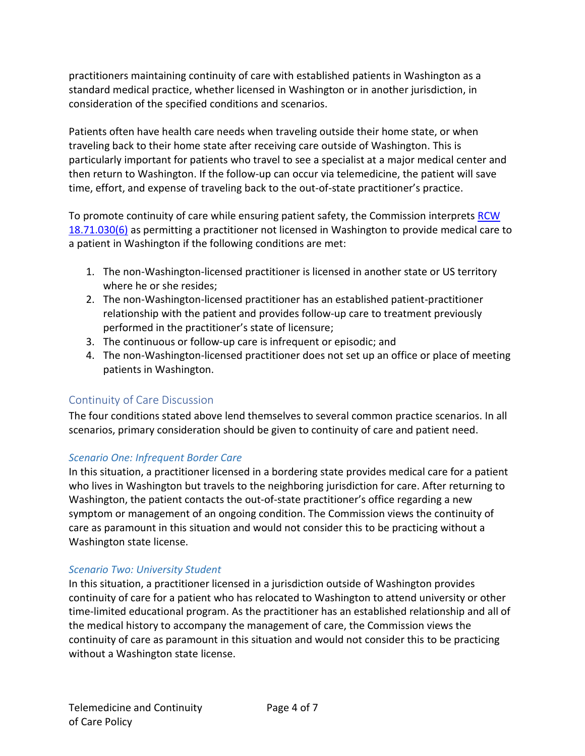practitioners maintaining continuity of care with established patients in Washington as a standard medical practice, whether licensed in Washington or in another jurisdiction, in consideration of the specified conditions and scenarios.

Patients often have health care needs when traveling outside their home state, or when traveling back to their home state after receiving care outside of Washington. This is particularly important for patients who travel to see a specialist at a major medical center and then return to Washington. If the follow-up can occur via telemedicine, the patient will save time, effort, and expense of traveling back to the out-of-state practitioner's practice.

To promote continuity of care while ensuring patient safety, the Commission interprets [RCW 18.71.030(6)] as permitting a practitioner not licensed in Washington to provide medical care to a patient in Washington if the following conditions are met:

1. The non-Washington-licensed practitioner is licensed in another state or US territory where he or she resides;
2. The non-Washington-licensed practitioner has an established patient-practitioner relationship with the patient and provides follow-up care to treatment previously performed in the practitioner's state of licensure;
3. The continuous or follow-up care is infrequent or episodic; and
4. The non-Washington-licensed practitioner does not set up an office or place of meeting patients in Washington.

## Continuity of Care Discussion

The four conditions stated above lend themselves to several common practice scenarios. In all scenarios, primary consideration should be given to continuity of care and patient need.

### *Scenario One: Infrequent Border Care*

In this situation, a practitioner licensed in a bordering state provides medical care for a patient who lives in Washington but travels to the neighboring jurisdiction for care. After returning to Washington, the patient contacts the out-of-state practitioner's office regarding a new symptom or management of an ongoing condition. The Commission views the continuity of care as paramount in this situation and would not consider this to be practicing without a Washington state license.

### *Scenario Two: University Student*

In this situation, a practitioner licensed in a jurisdiction outside of Washington provides continuity of care for a patient who has relocated to Washington to attend university or other time-limited educational program. As the practitioner has an established relationship and all of the medical history to accompany the management of care, the Commission views the continuity of care as paramount in this situation and would not consider this to be practicing without a Washington state license.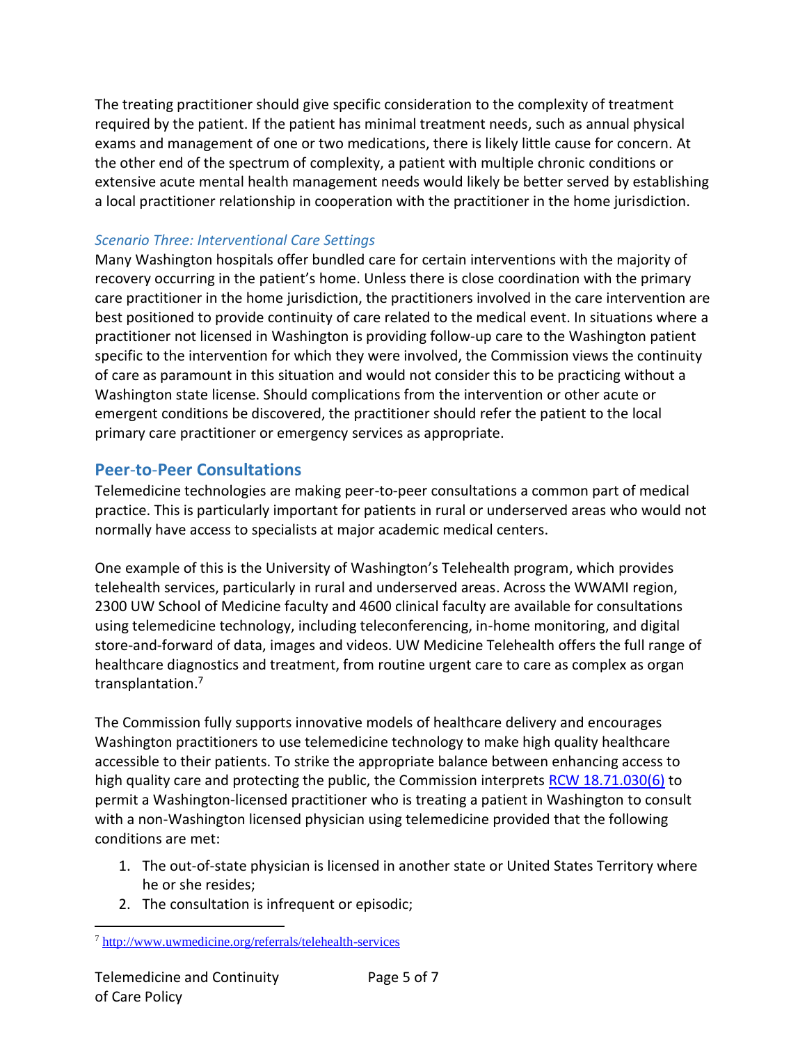The treating practitioner should give specific consideration to the complexity of treatment required by the patient. If the patient has minimal treatment needs, such as annual physical exams and management of one or two medications, there is likely little cause for concern. At the other end of the spectrum of complexity, a patient with multiple chronic conditions or extensive acute mental health management needs would likely be better served by establishing a local practitioner relationship in cooperation with the practitioner in the home jurisdiction.

### *Scenario Three: Interventional Care Settings*

Many Washington hospitals offer bundled care for certain interventions with the majority of recovery occurring in the patient's home. Unless there is close coordination with the primary care practitioner in the home jurisdiction, the practitioners involved in the care intervention are best positioned to provide continuity of care related to the medical event. In situations where a practitioner not licensed in Washington is providing follow-up care to the Washington patient specific to the intervention for which they were involved, the Commission views the continuity of care as paramount in this situation and would not consider this to be practicing without a Washington state license. Should complications from the intervention or other acute or emergent conditions be discovered, the practitioner should refer the patient to the local primary care practitioner or emergency services as appropriate.

## Peer-to-Peer Consultations

Telemedicine technologies are making peer-to-peer consultations a common part of medical practice. This is particularly important for patients in rural or underserved areas who would not normally have access to specialists at major academic medical centers.

One example of this is the University of Washington's Telehealth program, which provides telehealth services, particularly in rural and underserved areas. Across the WWAMI region, 2300 UW School of Medicine faculty and 4600 clinical faculty are available for consultations using telemedicine technology, including teleconferencing, in-home monitoring, and digital store-and-forward of data, images and videos. UW Medicine Telehealth offers the full range of healthcare diagnostics and treatment, from routine urgent care to care as complex as organ transplantation.[7]

The Commission fully supports innovative models of healthcare delivery and encourages Washington practitioners to use telemedicine technology to make high quality healthcare accessible to their patients. To strike the appropriate balance between enhancing access to high quality care and protecting the public, the Commission interprets RCW 18.71.030(6) to permit a Washington-licensed practitioner who is treating a patient in Washington to consult with a non-Washington licensed physician using telemedicine provided that the following conditions are met:

1. The out-of-state physician is licensed in another state or United States Territory where he or she resides;
2. The consultation is infrequent or episodic;

[7] http://www.uwmedicine.org/referrals/telehealth-services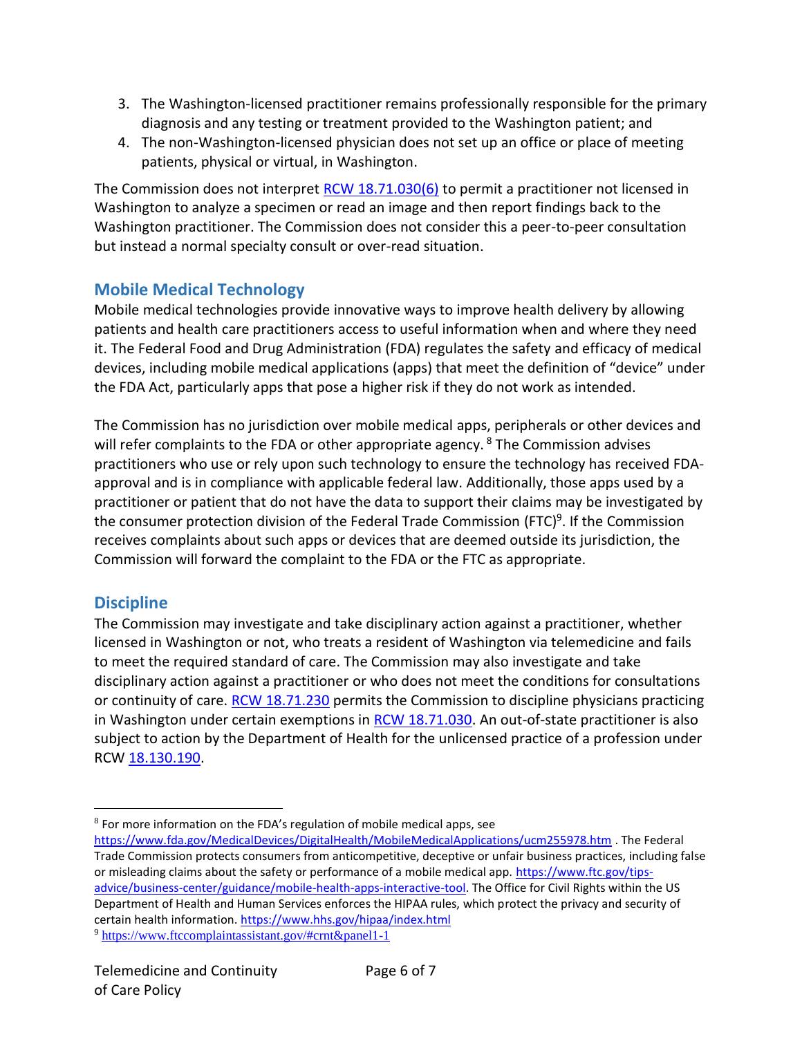3. The Washington-licensed practitioner remains professionally responsible for the primary diagnosis and any testing or treatment provided to the Washington patient; and
4. The non-Washington-licensed physician does not set up an office or place of meeting patients, physical or virtual, in Washington.

The Commission does not interpret RCW 18.71.030(6) to permit a practitioner not licensed in Washington to analyze a specimen or read an image and then report findings back to the Washington practitioner. The Commission does not consider this a peer-to-peer consultation but instead a normal specialty consult or over-read situation.

## Mobile Medical Technology

Mobile medical technologies provide innovative ways to improve health delivery by allowing patients and health care practitioners access to useful information when and where they need it. The Federal Food and Drug Administration (FDA) regulates the safety and efficacy of medical devices, including mobile medical applications (apps) that meet the definition of "device" under the FDA Act, particularly apps that pose a higher risk if they do not work as intended.

The Commission has no jurisdiction over mobile medical apps, peripherals or other devices and will refer complaints to the FDA or other appropriate agency. [8] The Commission advises practitioners who use or rely upon such technology to ensure the technology has received FDA-approval and is in compliance with applicable federal law. Additionally, those apps used by a practitioner or patient that do not have the data to support their claims may be investigated by the consumer protection division of the Federal Trade Commission (FTC)[9]. If the Commission receives complaints about such apps or devices that are deemed outside its jurisdiction, the Commission will forward the complaint to the FDA or the FTC as appropriate.

## Discipline

The Commission may investigate and take disciplinary action against a practitioner, whether licensed in Washington or not, who treats a resident of Washington via telemedicine and fails to meet the required standard of care. The Commission may also investigate and take disciplinary action against a practitioner or who does not meet the conditions for consultations or continuity of care. RCW 18.71.230 permits the Commission to discipline physicians practicing in Washington under certain exemptions in RCW 18.71.030. An out-of-state practitioner is also subject to action by the Department of Health for the unlicensed practice of a profession under RCW 18.130.190.

---

[8] For more information on the FDA's regulation of mobile medical apps, see https://www.fda.gov/MedicalDevices/DigitalHealth/MobileMedicalApplications/ucm255978.htm . The Federal Trade Commission protects consumers from anticompetitive, deceptive or unfair business practices, including false or misleading claims about the safety or performance of a mobile medical app. https://www.ftc.gov/tips-advice/business-center/guidance/mobile-health-apps-interactive-tool. The Office for Civil Rights within the US Department of Health and Human Services enforces the HIPAA rules, which protect the privacy and security of certain health information. https://www.hhs.gov/hipaa/index.html

[9] https://www.ftccomplaintassistant.gov/#crnt&panel1-1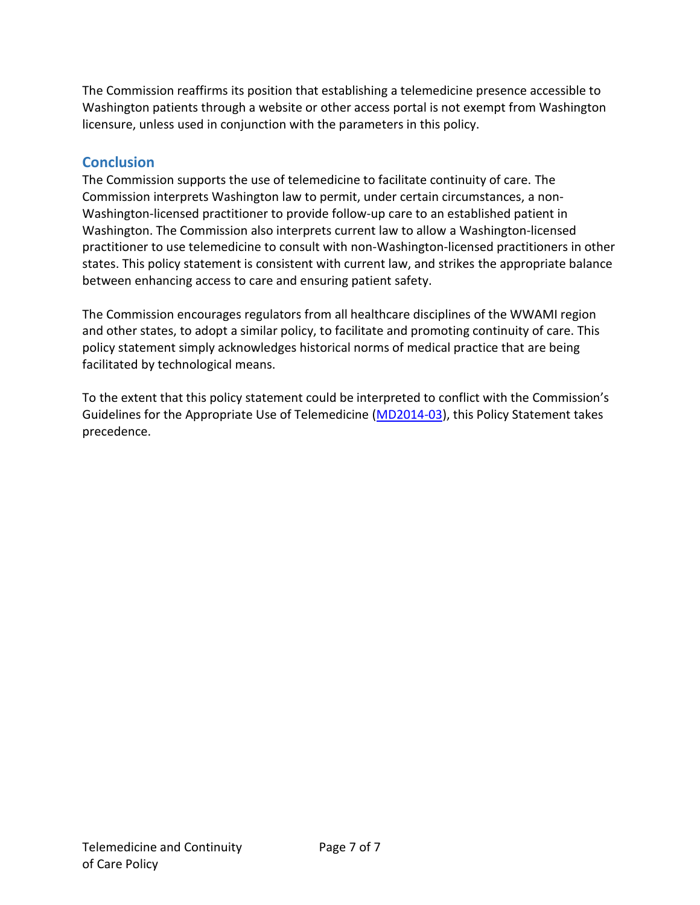The Commission reaffirms its position that establishing a telemedicine presence accessible to Washington patients through a website or other access portal is not exempt from Washington licensure, unless used in conjunction with the parameters in this policy.

## Conclusion

The Commission supports the use of telemedicine to facilitate continuity of care. The Commission interprets Washington law to permit, under certain circumstances, a non-Washington-licensed practitioner to provide follow-up care to an established patient in Washington. The Commission also interprets current law to allow a Washington-licensed practitioner to use telemedicine to consult with non-Washington-licensed practitioners in other states. This policy statement is consistent with current law, and strikes the appropriate balance between enhancing access to care and ensuring patient safety.

The Commission encourages regulators from all healthcare disciplines of the WWAMI region and other states, to adopt a similar policy, to facilitate and promoting continuity of care. This policy statement simply acknowledges historical norms of medical practice that are being facilitated by technological means.

To the extent that this policy statement could be interpreted to conflict with the Commission's Guidelines for the Appropriate Use of Telemedicine (MD2014-03), this Policy Statement takes precedence.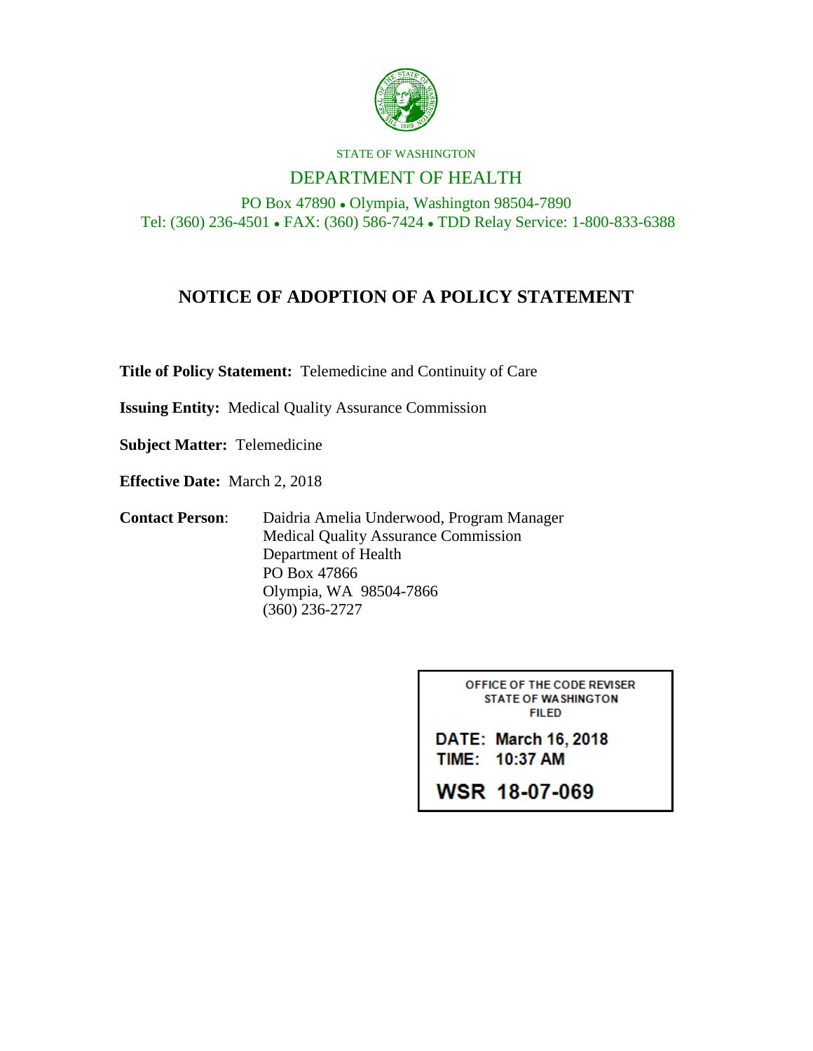STATE OF WASHINGTON

DEPARTMENT OF HEALTH

PO Box 47890 • Olympia, Washington 98504-7890
Tel: (360) 236-4501 • FAX: (360) 586-7424 • TDD Relay Service: 1-800-833-6388

## NOTICE OF ADOPTION OF A POLICY STATEMENT

**Title of Policy Statement:** Telemedicine and Continuity of Care

**Issuing Entity:** Medical Quality Assurance Commission

**Subject Matter:** Telemedicine

**Effective Date:** March 2, 2018

**Contact Person**: Daidria Amelia Underwood, Program Manager
Medical Quality Assurance Commission
Department of Health
PO Box 47866
Olympia, WA 98504-7866
(360) 236-2727

OFFICE OF THE CODE REVISER
STATE OF WASHINGTON
FILED

**DATE: March 16, 2018**
**TIME: 10:37 AM**

**WSR 18-07-069**